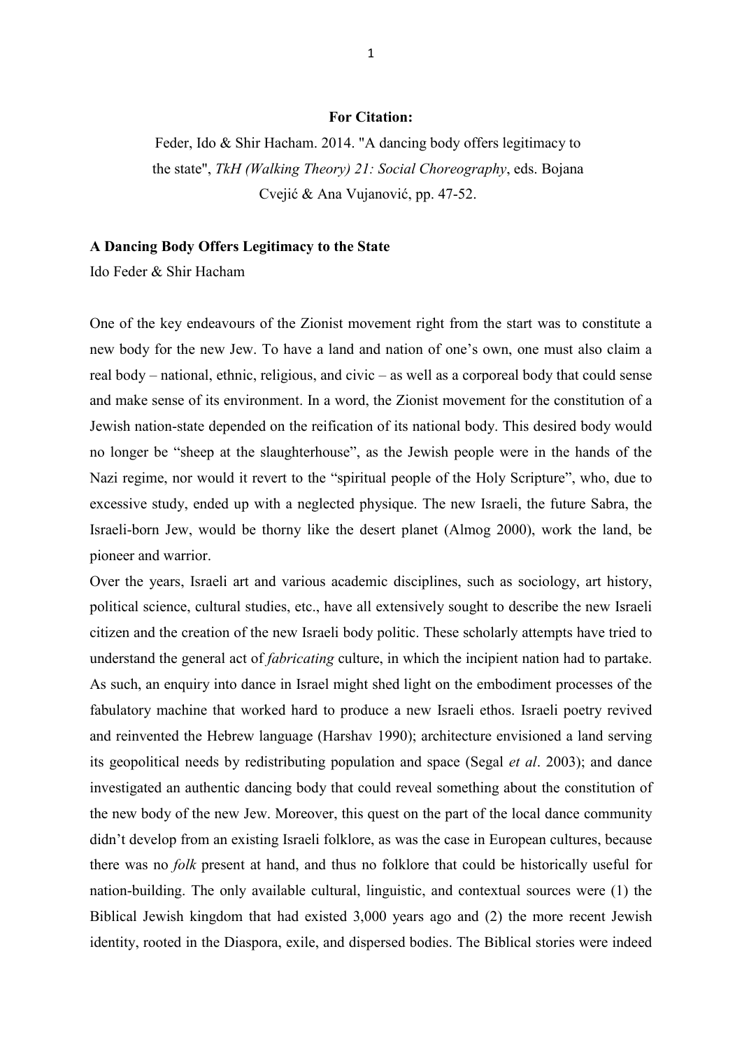**For Citation:**

Feder, Ido & Shir Hacham. 2014. "A dancing body offers legitimacy to the state", *TkH (Walking Theory) 21: Social Choreography*, eds. Bojana Cvejić & Ana Vujanović, pp. 47-52.

**A Dancing Body Offers Legitimacy to the State**

Ido Feder & Shir Hacham

One of the key endeavours of the Zionist movement right from the start was to constitute a new body for the new Jew. To have a land and nation of one's own, one must also claim a real body – national, ethnic, religious, and civic – as well as a corporeal body that could sense and make sense of its environment. In a word, the Zionist movement for the constitution of a Jewish nation-state depended on the reification of its national body. This desired body would no longer be "sheep at the slaughterhouse", as the Jewish people were in the hands of the Nazi regime, nor would it revert to the "spiritual people of the Holy Scripture", who, due to excessive study, ended up with a neglected physique. The new Israeli, the future Sabra, the Israeli-born Jew, would be thorny like the desert planet (Almog 2000), work the land, be pioneer and warrior.

Over the years, Israeli art and various academic disciplines, such as sociology, art history, political science, cultural studies, etc., have all extensively sought to describe the new Israeli citizen and the creation of the new Israeli body politic. These scholarly attempts have tried to understand the general act of *fabricating* culture, in which the incipient nation had to partake. As such, an enquiry into dance in Israel might shed light on the embodiment processes of the fabulatory machine that worked hard to produce a new Israeli ethos. Israeli poetry revived and reinvented the Hebrew language (Harshav 1990); architecture envisioned a land serving its geopolitical needs by redistributing population and space (Segal *et al*. 2003); and dance investigated an authentic dancing body that could reveal something about the constitution of the new body of the new Jew. Moreover, this quest on the part of the local dance community didn't develop from an existing Israeli folklore, as was the case in European cultures, because there was no *folk* present at hand, and thus no folklore that could be historically useful for nation-building. The only available cultural, linguistic, and contextual sources were (1) the Biblical Jewish kingdom that had existed 3,000 years ago and (2) the more recent Jewish identity, rooted in the Diaspora, exile, and dispersed bodies. The Biblical stories were indeed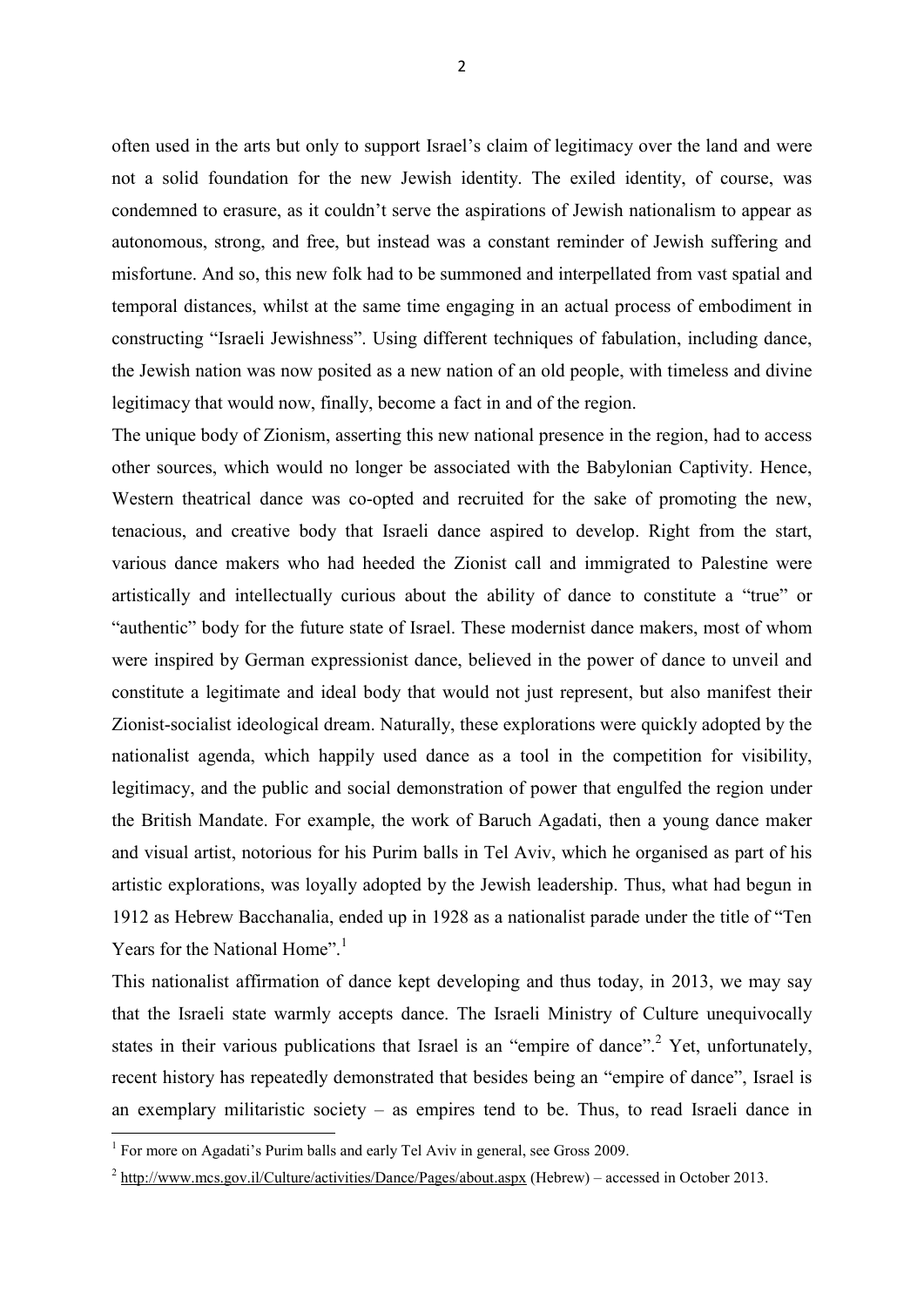often used in the arts but only to support Israel's claim of legitimacy over the land and were not a solid foundation for the new Jewish identity. The exiled identity, of course, was condemned to erasure, as it couldn't serve the aspirations of Jewish nationalism to appear as autonomous, strong, and free, but instead was a constant reminder of Jewish suffering and misfortune. And so, this new folk had to be summoned and interpellated from vast spatial and temporal distances, whilst at the same time engaging in an actual process of embodiment in constructing "Israeli Jewishness". Using different techniques of fabulation, including dance, the Jewish nation was now posited as a new nation of an old people, with timeless and divine legitimacy that would now, finally, become a fact in and of the region.

The unique body of Zionism, asserting this new national presence in the region, had to access other sources, which would no longer be associated with the Babylonian Captivity. Hence, Western theatrical dance was co-opted and recruited for the sake of promoting the new, tenacious, and creative body that Israeli dance aspired to develop. Right from the start, various dance makers who had heeded the Zionist call and immigrated to Palestine were artistically and intellectually curious about the ability of dance to constitute a "true" or "authentic" body for the future state of Israel. These modernist dance makers, most of whom were inspired by German expressionist dance, believed in the power of dance to unveil and constitute a legitimate and ideal body that would not just represent, but also manifest their Zionist-socialist ideological dream. Naturally, these explorations were quickly adopted by the nationalist agenda, which happily used dance as a tool in the competition for visibility, legitimacy, and the public and social demonstration of power that engulfed the region under the British Mandate. For example, the work of Baruch Agadati, then a young dance maker and visual artist, notorious for his Purim balls in Tel Aviv, which he organised as part of his artistic explorations, was loyally adopted by the Jewish leadership. Thus, what had begun in 1912 as Hebrew Bacchanalia, ended up in 1928 as a nationalist parade under the title of "Ten Years for the National Home".[1]

This nationalist affirmation of dance kept developing and thus today, in 2013, we may say that the Israeli state warmly accepts dance. The Israeli Ministry of Culture unequivocally states in their various publications that Israel is an "empire of dance".[2] Yet, unfortunately, recent history has repeatedly demonstrated that besides being an "empire of dance", Israel is an exemplary militaristic society – as empires tend to be. Thus, to read Israeli dance in

---

[1] For more on Agadati's Purim balls and early Tel Aviv in general, see Gross 2009.

[2] http://www.mcs.gov.il/Culture/activities/Dance/Pages/about.aspx (Hebrew) – accessed in October 2013.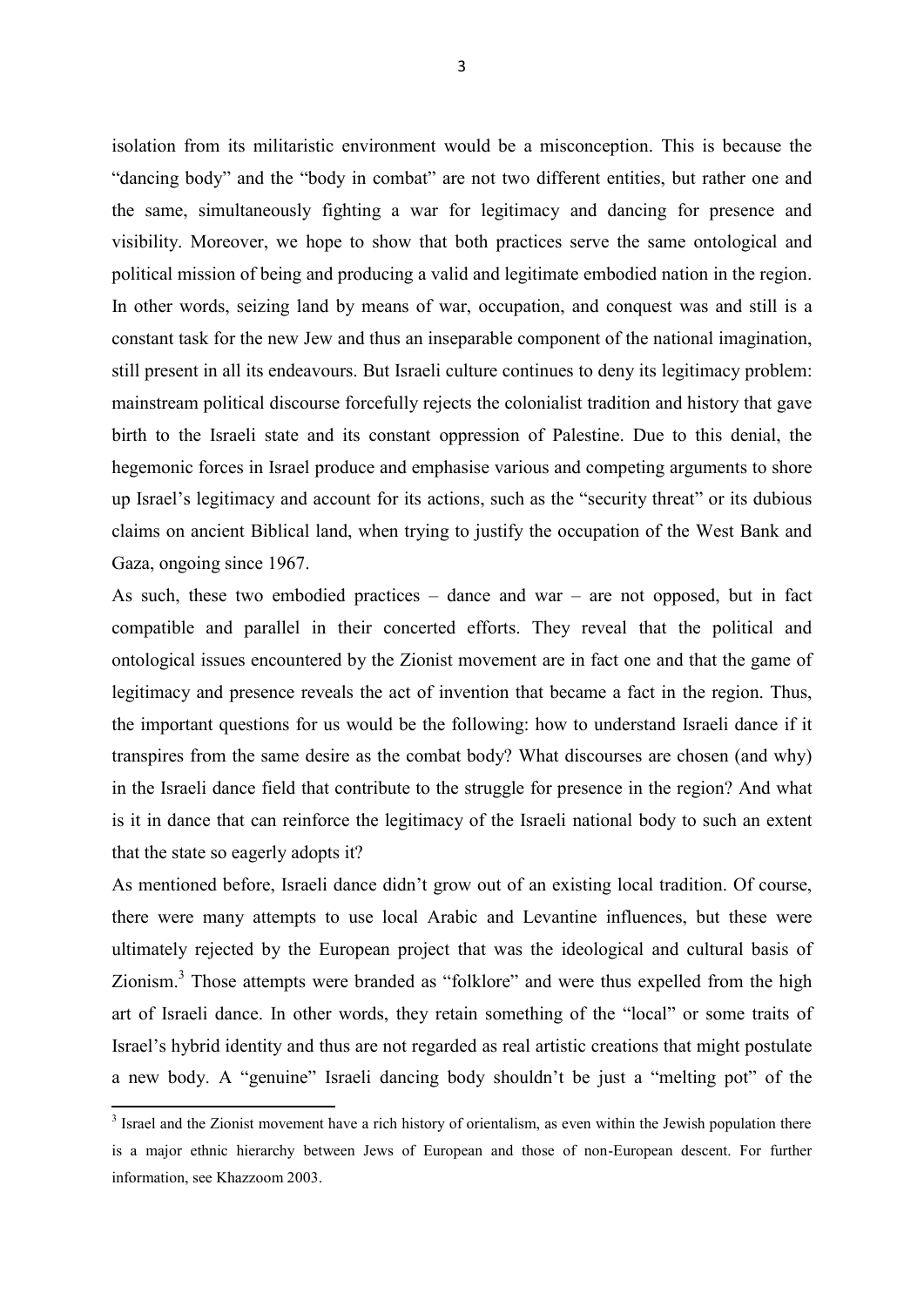isolation from its militaristic environment would be a misconception. This is because the "dancing body" and the "body in combat" are not two different entities, but rather one and the same, simultaneously fighting a war for legitimacy and dancing for presence and visibility. Moreover, we hope to show that both practices serve the same ontological and political mission of being and producing a valid and legitimate embodied nation in the region. In other words, seizing land by means of war, occupation, and conquest was and still is a constant task for the new Jew and thus an inseparable component of the national imagination, still present in all its endeavours. But Israeli culture continues to deny its legitimacy problem: mainstream political discourse forcefully rejects the colonialist tradition and history that gave birth to the Israeli state and its constant oppression of Palestine. Due to this denial, the hegemonic forces in Israel produce and emphasise various and competing arguments to shore up Israel's legitimacy and account for its actions, such as the "security threat" or its dubious claims on ancient Biblical land, when trying to justify the occupation of the West Bank and Gaza, ongoing since 1967.

As such, these two embodied practices – dance and war – are not opposed, but in fact compatible and parallel in their concerted efforts. They reveal that the political and ontological issues encountered by the Zionist movement are in fact one and that the game of legitimacy and presence reveals the act of invention that became a fact in the region. Thus, the important questions for us would be the following: how to understand Israeli dance if it transpires from the same desire as the combat body? What discourses are chosen (and why) in the Israeli dance field that contribute to the struggle for presence in the region? And what is it in dance that can reinforce the legitimacy of the Israeli national body to such an extent that the state so eagerly adopts it?

As mentioned before, Israeli dance didn't grow out of an existing local tradition. Of course, there were many attempts to use local Arabic and Levantine influences, but these were ultimately rejected by the European project that was the ideological and cultural basis of Zionism.[3] Those attempts were branded as "folklore" and were thus expelled from the high art of Israeli dance. In other words, they retain something of the "local" or some traits of Israel's hybrid identity and thus are not regarded as real artistic creations that might postulate a new body. A "genuine" Israeli dancing body shouldn't be just a "melting pot" of the

[3] Israel and the Zionist movement have a rich history of orientalism, as even within the Jewish population there is a major ethnic hierarchy between Jews of European and those of non-European descent. For further information, see Khazzoom 2003.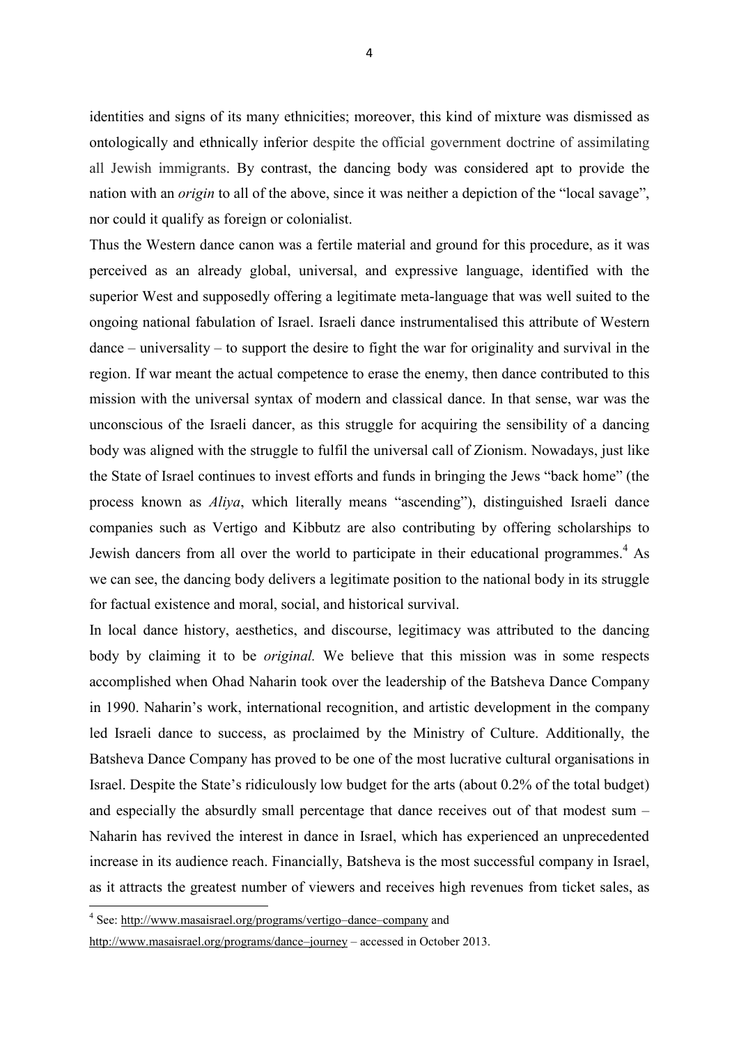identities and signs of its many ethnicities; moreover, this kind of mixture was dismissed as ontologically and ethnically inferior despite the official government doctrine of assimilating all Jewish immigrants. By contrast, the dancing body was considered apt to provide the nation with an *origin* to all of the above, since it was neither a depiction of the "local savage", nor could it qualify as foreign or colonialist.

Thus the Western dance canon was a fertile material and ground for this procedure, as it was perceived as an already global, universal, and expressive language, identified with the superior West and supposedly offering a legitimate meta-language that was well suited to the ongoing national fabulation of Israel. Israeli dance instrumentalised this attribute of Western dance – universality – to support the desire to fight the war for originality and survival in the region. If war meant the actual competence to erase the enemy, then dance contributed to this mission with the universal syntax of modern and classical dance. In that sense, war was the unconscious of the Israeli dancer, as this struggle for acquiring the sensibility of a dancing body was aligned with the struggle to fulfil the universal call of Zionism. Nowadays, just like the State of Israel continues to invest efforts and funds in bringing the Jews "back home" (the process known as *Aliya*, which literally means "ascending"), distinguished Israeli dance companies such as Vertigo and Kibbutz are also contributing by offering scholarships to Jewish dancers from all over the world to participate in their educational programmes.[4] As we can see, the dancing body delivers a legitimate position to the national body in its struggle for factual existence and moral, social, and historical survival.

In local dance history, aesthetics, and discourse, legitimacy was attributed to the dancing body by claiming it to be *original.* We believe that this mission was in some respects accomplished when Ohad Naharin took over the leadership of the Batsheva Dance Company in 1990. Naharin's work, international recognition, and artistic development in the company led Israeli dance to success, as proclaimed by the Ministry of Culture. Additionally, the Batsheva Dance Company has proved to be one of the most lucrative cultural organisations in Israel. Despite the State's ridiculously low budget for the arts (about 0.2% of the total budget) and especially the absurdly small percentage that dance receives out of that modest sum – Naharin has revived the interest in dance in Israel, which has experienced an unprecedented increase in its audience reach. Financially, Batsheva is the most successful company in Israel, as it attracts the greatest number of viewers and receives high revenues from ticket sales, as

---

[4] See: http://www.masaisrael.org/programs/vertigo–dance–company and http://www.masaisrael.org/programs/dance–journey – accessed in October 2013.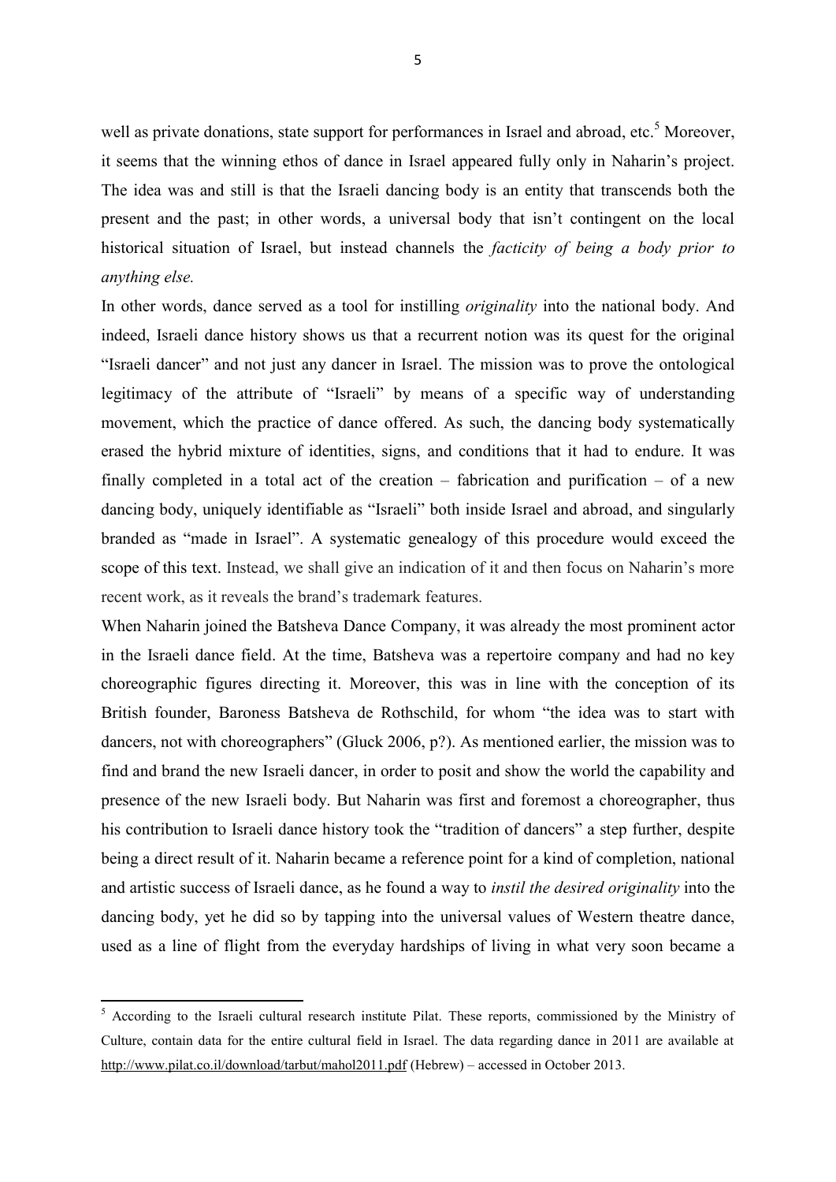well as private donations, state support for performances in Israel and abroad, etc.[5] Moreover, it seems that the winning ethos of dance in Israel appeared fully only in Naharin's project. The idea was and still is that the Israeli dancing body is an entity that transcends both the present and the past; in other words, a universal body that isn't contingent on the local historical situation of Israel, but instead channels the *facticity of being a body prior to anything else.*

In other words, dance served as a tool for instilling *originality* into the national body. And indeed, Israeli dance history shows us that a recurrent notion was its quest for the original "Israeli dancer" and not just any dancer in Israel. The mission was to prove the ontological legitimacy of the attribute of "Israeli" by means of a specific way of understanding movement, which the practice of dance offered. As such, the dancing body systematically erased the hybrid mixture of identities, signs, and conditions that it had to endure. It was finally completed in a total act of the creation – fabrication and purification – of a new dancing body, uniquely identifiable as "Israeli" both inside Israel and abroad, and singularly branded as "made in Israel". A systematic genealogy of this procedure would exceed the scope of this text. Instead, we shall give an indication of it and then focus on Naharin's more recent work, as it reveals the brand's trademark features.

When Naharin joined the Batsheva Dance Company, it was already the most prominent actor in the Israeli dance field. At the time, Batsheva was a repertoire company and had no key choreographic figures directing it. Moreover, this was in line with the conception of its British founder, Baroness Batsheva de Rothschild, for whom "the idea was to start with dancers, not with choreographers" (Gluck 2006, p?). As mentioned earlier, the mission was to find and brand the new Israeli dancer, in order to posit and show the world the capability and presence of the new Israeli body. But Naharin was first and foremost a choreographer, thus his contribution to Israeli dance history took the "tradition of dancers" a step further, despite being a direct result of it. Naharin became a reference point for a kind of completion, national and artistic success of Israeli dance, as he found a way to *instil the desired originality* into the dancing body, yet he did so by tapping into the universal values of Western theatre dance, used as a line of flight from the everyday hardships of living in what very soon became a

---

[5] According to the Israeli cultural research institute Pilat. These reports, commissioned by the Ministry of Culture, contain data for the entire cultural field in Israel. The data regarding dance in 2011 are available at http://www.pilat.co.il/download/tarbut/mahol2011.pdf (Hebrew) – accessed in October 2013.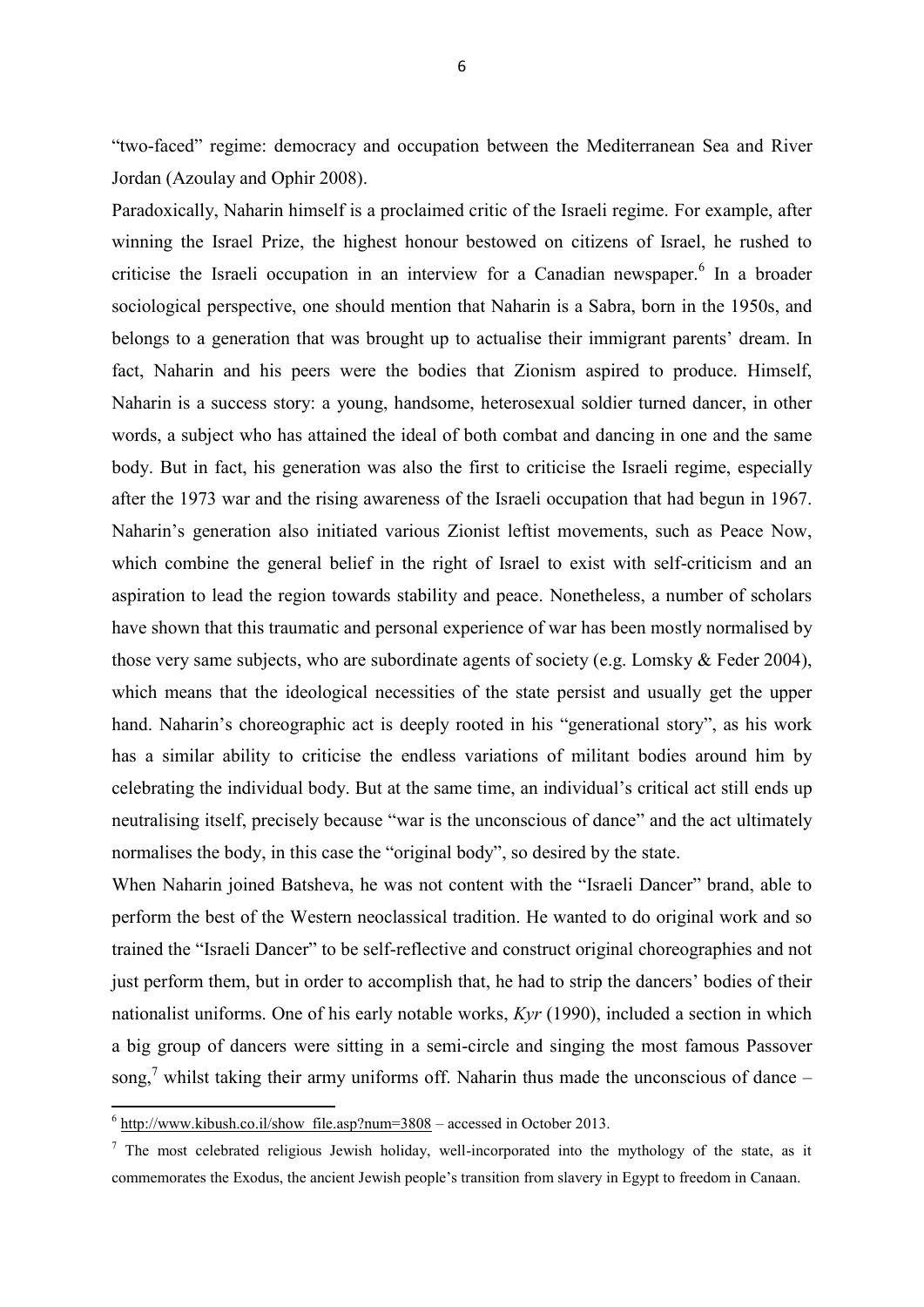"two-faced" regime: democracy and occupation between the Mediterranean Sea and River Jordan (Azoulay and Ophir 2008).

Paradoxically, Naharin himself is a proclaimed critic of the Israeli regime. For example, after winning the Israel Prize, the highest honour bestowed on citizens of Israel, he rushed to criticise the Israeli occupation in an interview for a Canadian newspaper.[6] In a broader sociological perspective, one should mention that Naharin is a Sabra, born in the 1950s, and belongs to a generation that was brought up to actualise their immigrant parents' dream. In fact, Naharin and his peers were the bodies that Zionism aspired to produce. Himself, Naharin is a success story: a young, handsome, heterosexual soldier turned dancer, in other words, a subject who has attained the ideal of both combat and dancing in one and the same body. But in fact, his generation was also the first to criticise the Israeli regime, especially after the 1973 war and the rising awareness of the Israeli occupation that had begun in 1967. Naharin's generation also initiated various Zionist leftist movements, such as Peace Now, which combine the general belief in the right of Israel to exist with self-criticism and an aspiration to lead the region towards stability and peace. Nonetheless, a number of scholars have shown that this traumatic and personal experience of war has been mostly normalised by those very same subjects, who are subordinate agents of society (e.g. Lomsky & Feder 2004), which means that the ideological necessities of the state persist and usually get the upper hand. Naharin's choreographic act is deeply rooted in his "generational story", as his work has a similar ability to criticise the endless variations of militant bodies around him by celebrating the individual body. But at the same time, an individual's critical act still ends up neutralising itself, precisely because "war is the unconscious of dance" and the act ultimately normalises the body, in this case the "original body", so desired by the state.

When Naharin joined Batsheva, he was not content with the "Israeli Dancer" brand, able to perform the best of the Western neoclassical tradition. He wanted to do original work and so trained the "Israeli Dancer" to be self-reflective and construct original choreographies and not just perform them, but in order to accomplish that, he had to strip the dancers' bodies of their nationalist uniforms. One of his early notable works, *Kyr* (1990), included a section in which a big group of dancers were sitting in a semi-circle and singing the most famous Passover song,[7] whilst taking their army uniforms off. Naharin thus made the unconscious of dance –

---

[6] http://www.kibush.co.il/show_file.asp?num=3808 – accessed in October 2013.

[7] The most celebrated religious Jewish holiday, well-incorporated into the mythology of the state, as it commemorates the Exodus, the ancient Jewish people's transition from slavery in Egypt to freedom in Canaan.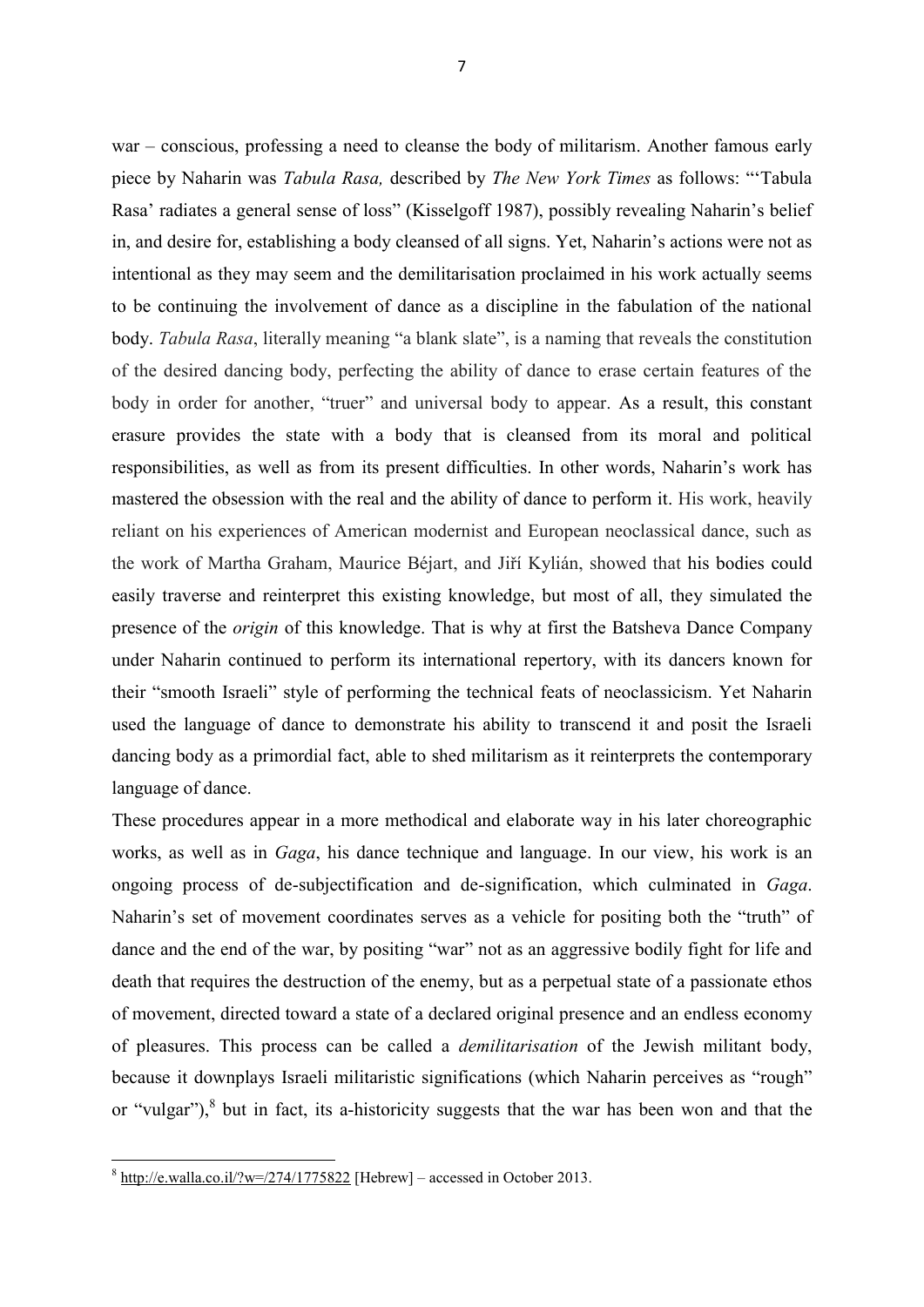war – conscious, professing a need to cleanse the body of militarism. Another famous early piece by Naharin was *Tabula Rasa,* described by *The New York Times* as follows: "'Tabula Rasa' radiates a general sense of loss" (Kisselgoff 1987), possibly revealing Naharin's belief in, and desire for, establishing a body cleansed of all signs. Yet, Naharin's actions were not as intentional as they may seem and the demilitarisation proclaimed in his work actually seems to be continuing the involvement of dance as a discipline in the fabulation of the national body. *Tabula Rasa*, literally meaning "a blank slate", is a naming that reveals the constitution of the desired dancing body, perfecting the ability of dance to erase certain features of the body in order for another, "truer" and universal body to appear. As a result, this constant erasure provides the state with a body that is cleansed from its moral and political responsibilities, as well as from its present difficulties. In other words, Naharin's work has mastered the obsession with the real and the ability of dance to perform it. His work, heavily reliant on his experiences of American modernist and European neoclassical dance, such as the work of Martha Graham, Maurice Béjart, and Jiří Kylián, showed that his bodies could easily traverse and reinterpret this existing knowledge, but most of all, they simulated the presence of the *origin* of this knowledge. That is why at first the Batsheva Dance Company under Naharin continued to perform its international repertory, with its dancers known for their "smooth Israeli" style of performing the technical feats of neoclassicism. Yet Naharin used the language of dance to demonstrate his ability to transcend it and posit the Israeli dancing body as a primordial fact, able to shed militarism as it reinterprets the contemporary language of dance.

These procedures appear in a more methodical and elaborate way in his later choreographic works, as well as in *Gaga*, his dance technique and language. In our view, his work is an ongoing process of de-subjectification and de-signification, which culminated in *Gaga*. Naharin's set of movement coordinates serves as a vehicle for positing both the "truth" of dance and the end of the war, by positing "war" not as an aggressive bodily fight for life and death that requires the destruction of the enemy, but as a perpetual state of a passionate ethos of movement, directed toward a state of a declared original presence and an endless economy of pleasures. This process can be called a *demilitarisation* of the Jewish militant body, because it downplays Israeli militaristic significations (which Naharin perceives as "rough" or "vulgar"),[8] but in fact, its a-historicity suggests that the war has been won and that the

[8] http://e.walla.co.il/?w=/274/1775822 [Hebrew] – accessed in October 2013.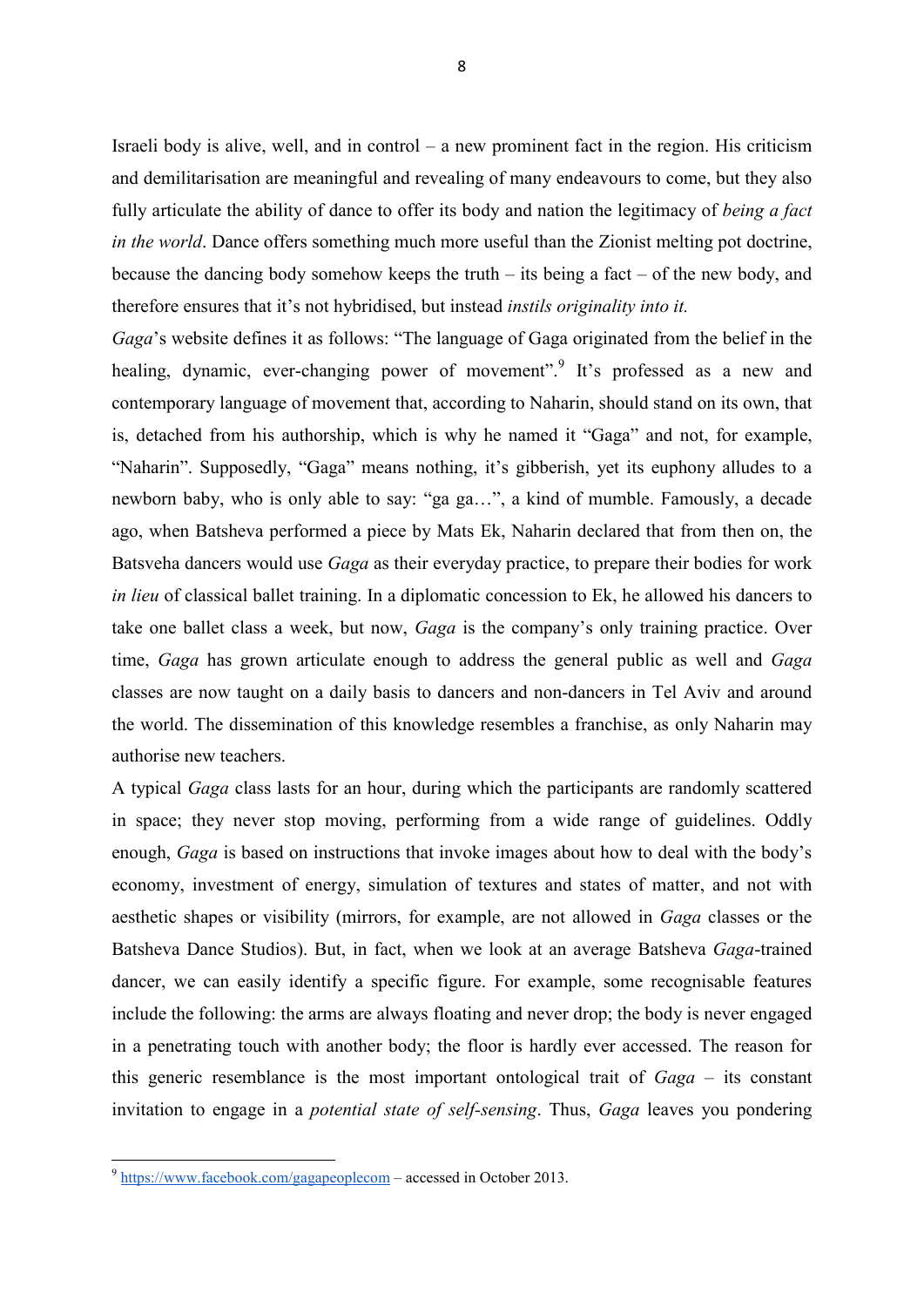Israeli body is alive, well, and in control – a new prominent fact in the region. His criticism and demilitarisation are meaningful and revealing of many endeavours to come, but they also fully articulate the ability of dance to offer its body and nation the legitimacy of *being a fact in the world*. Dance offers something much more useful than the Zionist melting pot doctrine, because the dancing body somehow keeps the truth – its being a fact – of the new body, and therefore ensures that it's not hybridised, but instead *instils originality into it.*

*Gaga*'s website defines it as follows: "The language of Gaga originated from the belief in the healing, dynamic, ever-changing power of movement".[9] It's professed as a new and contemporary language of movement that, according to Naharin, should stand on its own, that is, detached from his authorship, which is why he named it "Gaga" and not, for example, "Naharin". Supposedly, "Gaga" means nothing, it's gibberish, yet its euphony alludes to a newborn baby, who is only able to say: "ga ga…", a kind of mumble. Famously, a decade ago, when Batsheva performed a piece by Mats Ek, Naharin declared that from then on, the Batsveha dancers would use *Gaga* as their everyday practice, to prepare their bodies for work *in lieu* of classical ballet training. In a diplomatic concession to Ek, he allowed his dancers to take one ballet class a week, but now, *Gaga* is the company's only training practice. Over time, *Gaga* has grown articulate enough to address the general public as well and *Gaga* classes are now taught on a daily basis to dancers and non-dancers in Tel Aviv and around the world. The dissemination of this knowledge resembles a franchise, as only Naharin may authorise new teachers.

A typical *Gaga* class lasts for an hour, during which the participants are randomly scattered in space; they never stop moving, performing from a wide range of guidelines. Oddly enough, *Gaga* is based on instructions that invoke images about how to deal with the body's economy, investment of energy, simulation of textures and states of matter, and not with aesthetic shapes or visibility (mirrors, for example, are not allowed in *Gaga* classes or the Batsheva Dance Studios). But, in fact, when we look at an average Batsheva *Gaga*-trained dancer, we can easily identify a specific figure. For example, some recognisable features include the following: the arms are always floating and never drop; the body is never engaged in a penetrating touch with another body; the floor is hardly ever accessed. The reason for this generic resemblance is the most important ontological trait of *Gaga* – its constant invitation to engage in a *potential state of self-sensing*. Thus, *Gaga* leaves you pondering

---

[9] https://www.facebook.com/gagapeoplecom – accessed in October 2013.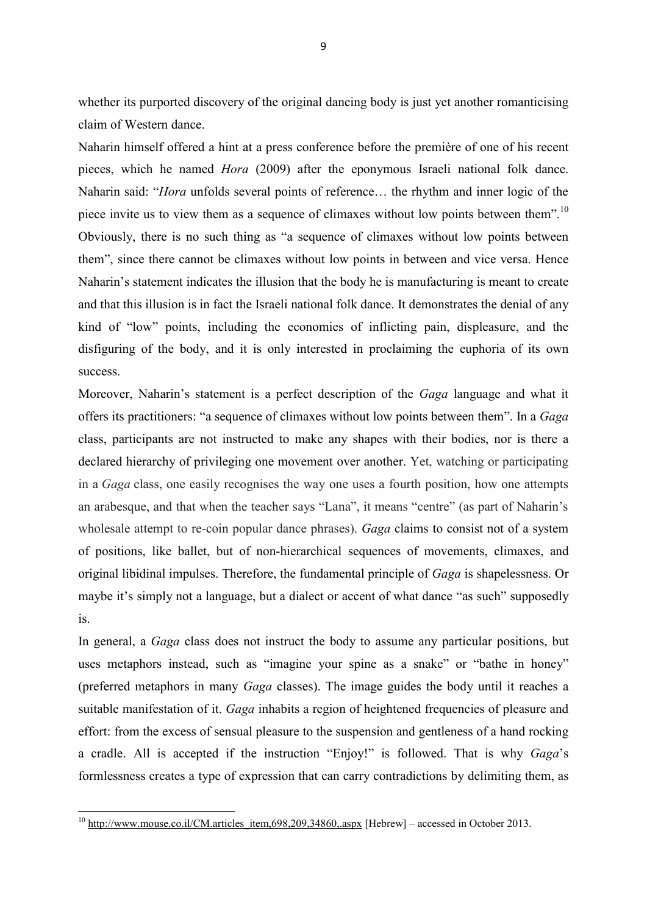whether its purported discovery of the original dancing body is just yet another romanticising claim of Western dance.

Naharin himself offered a hint at a press conference before the première of one of his recent pieces, which he named *Hora* (2009) after the eponymous Israeli national folk dance. Naharin said: "*Hora* unfolds several points of reference… the rhythm and inner logic of the piece invite us to view them as a sequence of climaxes without low points between them".[10] Obviously, there is no such thing as "a sequence of climaxes without low points between them", since there cannot be climaxes without low points in between and vice versa. Hence Naharin's statement indicates the illusion that the body he is manufacturing is meant to create and that this illusion is in fact the Israeli national folk dance. It demonstrates the denial of any kind of "low" points, including the economies of inflicting pain, displeasure, and the disfiguring of the body, and it is only interested in proclaiming the euphoria of its own success.

Moreover, Naharin's statement is a perfect description of the *Gaga* language and what it offers its practitioners: "a sequence of climaxes without low points between them". In a *Gaga* class, participants are not instructed to make any shapes with their bodies, nor is there a declared hierarchy of privileging one movement over another. Yet, watching or participating in a *Gaga* class, one easily recognises the way one uses a fourth position, how one attempts an arabesque, and that when the teacher says "Lana", it means "centre" (as part of Naharin's wholesale attempt to re-coin popular dance phrases). *Gaga* claims to consist not of a system of positions, like ballet, but of non-hierarchical sequences of movements, climaxes, and original libidinal impulses. Therefore, the fundamental principle of *Gaga* is shapelessness. Or maybe it's simply not a language, but a dialect or accent of what dance "as such" supposedly is.

In general, a *Gaga* class does not instruct the body to assume any particular positions, but uses metaphors instead, such as "imagine your spine as a snake" or "bathe in honey" (preferred metaphors in many *Gaga* classes). The image guides the body until it reaches a suitable manifestation of it. *Gaga* inhabits a region of heightened frequencies of pleasure and effort: from the excess of sensual pleasure to the suspension and gentleness of a hand rocking a cradle. All is accepted if the instruction "Enjoy!" is followed. That is why *Gaga*'s formlessness creates a type of expression that can carry contradictions by delimiting them, as

[10] http://www.mouse.co.il/CM.articles_item,698,209,34860,.aspx [Hebrew] – accessed in October 2013.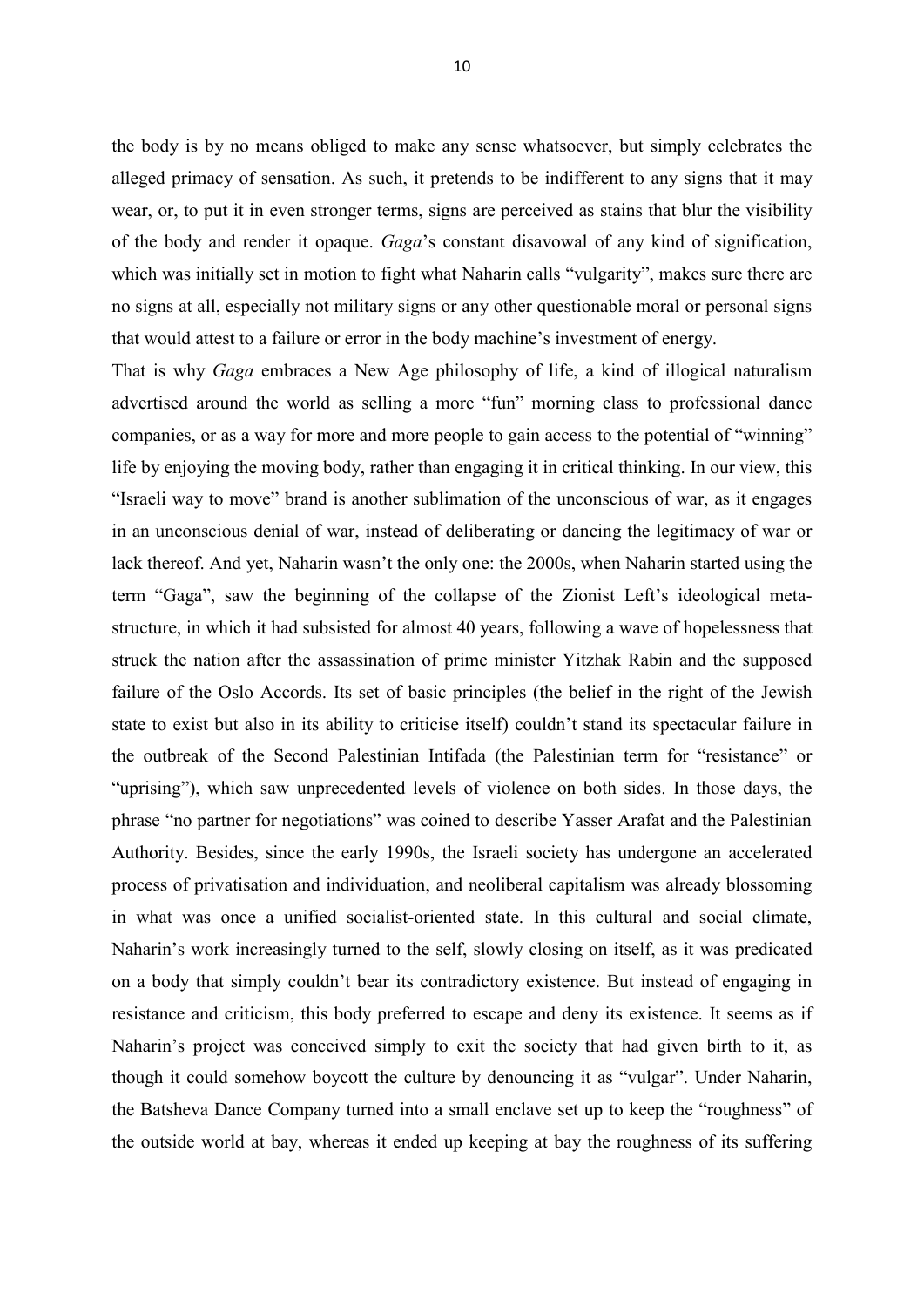the body is by no means obliged to make any sense whatsoever, but simply celebrates the alleged primacy of sensation. As such, it pretends to be indifferent to any signs that it may wear, or, to put it in even stronger terms, signs are perceived as stains that blur the visibility of the body and render it opaque. *Gaga*'s constant disavowal of any kind of signification, which was initially set in motion to fight what Naharin calls "vulgarity", makes sure there are no signs at all, especially not military signs or any other questionable moral or personal signs that would attest to a failure or error in the body machine's investment of energy.

That is why *Gaga* embraces a New Age philosophy of life, a kind of illogical naturalism advertised around the world as selling a more "fun" morning class to professional dance companies, or as a way for more and more people to gain access to the potential of "winning" life by enjoying the moving body, rather than engaging it in critical thinking. In our view, this "Israeli way to move" brand is another sublimation of the unconscious of war, as it engages in an unconscious denial of war, instead of deliberating or dancing the legitimacy of war or lack thereof. And yet, Naharin wasn't the only one: the 2000s, when Naharin started using the term "Gaga", saw the beginning of the collapse of the Zionist Left's ideological meta-structure, in which it had subsisted for almost 40 years, following a wave of hopelessness that struck the nation after the assassination of prime minister Yitzhak Rabin and the supposed failure of the Oslo Accords. Its set of basic principles (the belief in the right of the Jewish state to exist but also in its ability to criticise itself) couldn't stand its spectacular failure in the outbreak of the Second Palestinian Intifada (the Palestinian term for "resistance" or "uprising"), which saw unprecedented levels of violence on both sides. In those days, the phrase "no partner for negotiations" was coined to describe Yasser Arafat and the Palestinian Authority. Besides, since the early 1990s, the Israeli society has undergone an accelerated process of privatisation and individuation, and neoliberal capitalism was already blossoming in what was once a unified socialist-oriented state. In this cultural and social climate, Naharin's work increasingly turned to the self, slowly closing on itself, as it was predicated on a body that simply couldn't bear its contradictory existence. But instead of engaging in resistance and criticism, this body preferred to escape and deny its existence. It seems as if Naharin's project was conceived simply to exit the society that had given birth to it, as though it could somehow boycott the culture by denouncing it as "vulgar". Under Naharin, the Batsheva Dance Company turned into a small enclave set up to keep the "roughness" of the outside world at bay, whereas it ended up keeping at bay the roughness of its suffering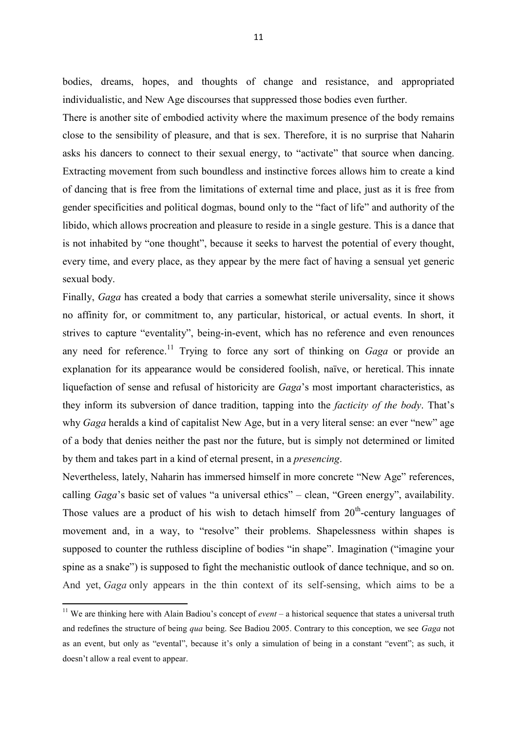bodies, dreams, hopes, and thoughts of change and resistance, and appropriated individualistic, and New Age discourses that suppressed those bodies even further.

There is another site of embodied activity where the maximum presence of the body remains close to the sensibility of pleasure, and that is sex. Therefore, it is no surprise that Naharin asks his dancers to connect to their sexual energy, to "activate" that source when dancing. Extracting movement from such boundless and instinctive forces allows him to create a kind of dancing that is free from the limitations of external time and place, just as it is free from gender specificities and political dogmas, bound only to the "fact of life" and authority of the libido, which allows procreation and pleasure to reside in a single gesture. This is a dance that is not inhabited by "one thought", because it seeks to harvest the potential of every thought, every time, and every place, as they appear by the mere fact of having a sensual yet generic sexual body.

Finally, *Gaga* has created a body that carries a somewhat sterile universality, since it shows no affinity for, or commitment to, any particular, historical, or actual events. In short, it strives to capture "eventality", being-in-event, which has no reference and even renounces any need for reference.[11] Trying to force any sort of thinking on *Gaga* or provide an explanation for its appearance would be considered foolish, naïve, or heretical. This innate liquefaction of sense and refusal of historicity are *Gaga*'s most important characteristics, as they inform its subversion of dance tradition, tapping into the *facticity of the body*. That's why *Gaga* heralds a kind of capitalist New Age, but in a very literal sense: an ever "new" age of a body that denies neither the past nor the future, but is simply not determined or limited by them and takes part in a kind of eternal present, in a *presencing*.

Nevertheless, lately, Naharin has immersed himself in more concrete "New Age" references, calling *Gaga*'s basic set of values "a universal ethics" – clean, "Green energy", availability. Those values are a product of his wish to detach himself from 20th-century languages of movement and, in a way, to "resolve" their problems. Shapelessness within shapes is supposed to counter the ruthless discipline of bodies "in shape". Imagination ("imagine your spine as a snake") is supposed to fight the mechanistic outlook of dance technique, and so on. And yet, *Gaga* only appears in the thin context of its self-sensing, which aims to be a

---

[11] We are thinking here with Alain Badiou's concept of *event* – a historical sequence that states a universal truth and redefines the structure of being *qua* being. See Badiou 2005. Contrary to this conception, we see *Gaga* not as an event, but only as "evental", because it's only a simulation of being in a constant "event"; as such, it doesn't allow a real event to appear.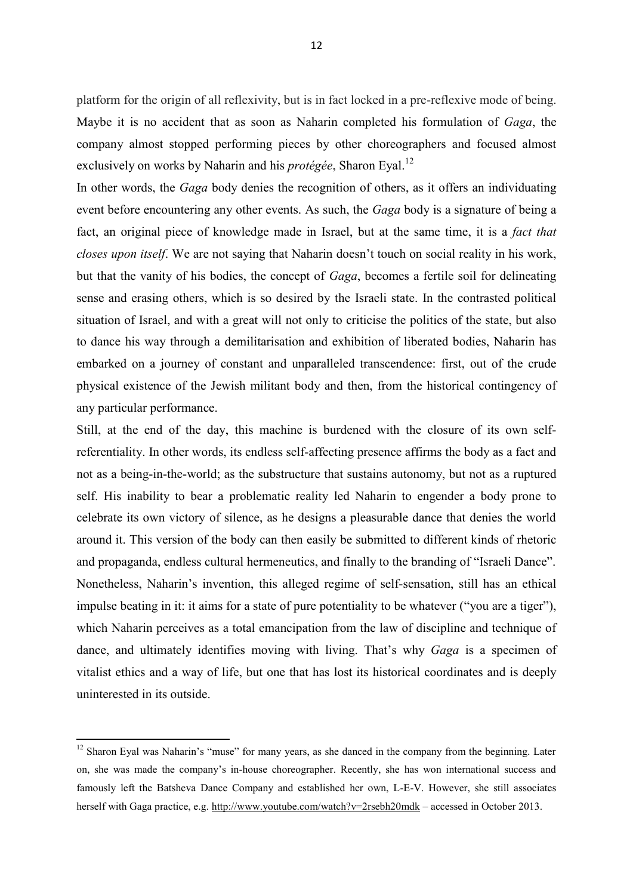platform for the origin of all reflexivity, but is in fact locked in a pre-reflexive mode of being. Maybe it is no accident that as soon as Naharin completed his formulation of *Gaga*, the company almost stopped performing pieces by other choreographers and focused almost exclusively on works by Naharin and his *protégée*, Sharon Eyal.[12]

In other words, the *Gaga* body denies the recognition of others, as it offers an individuating event before encountering any other events. As such, the *Gaga* body is a signature of being a fact, an original piece of knowledge made in Israel, but at the same time, it is a *fact that closes upon itself*. We are not saying that Naharin doesn't touch on social reality in his work, but that the vanity of his bodies, the concept of *Gaga*, becomes a fertile soil for delineating sense and erasing others, which is so desired by the Israeli state. In the contrasted political situation of Israel, and with a great will not only to criticise the politics of the state, but also to dance his way through a demilitarisation and exhibition of liberated bodies, Naharin has embarked on a journey of constant and unparalleled transcendence: first, out of the crude physical existence of the Jewish militant body and then, from the historical contingency of any particular performance.

Still, at the end of the day, this machine is burdened with the closure of its own self-referentiality. In other words, its endless self-affecting presence affirms the body as a fact and not as a being-in-the-world; as the substructure that sustains autonomy, but not as a ruptured self. His inability to bear a problematic reality led Naharin to engender a body prone to celebrate its own victory of silence, as he designs a pleasurable dance that denies the world around it. This version of the body can then easily be submitted to different kinds of rhetoric and propaganda, endless cultural hermeneutics, and finally to the branding of "Israeli Dance". Nonetheless, Naharin's invention, this alleged regime of self-sensation, still has an ethical impulse beating in it: it aims for a state of pure potentiality to be whatever ("you are a tiger"), which Naharin perceives as a total emancipation from the law of discipline and technique of dance, and ultimately identifies moving with living. That's why *Gaga* is a specimen of vitalist ethics and a way of life, but one that has lost its historical coordinates and is deeply uninterested in its outside.

---

[12] Sharon Eyal was Naharin's "muse" for many years, as she danced in the company from the beginning. Later on, she was made the company's in-house choreographer. Recently, she has won international success and famously left the Batsheva Dance Company and established her own, L-E-V. However, she still associates herself with Gaga practice, e.g. http://www.youtube.com/watch?v=2rsebh20mdk – accessed in October 2013.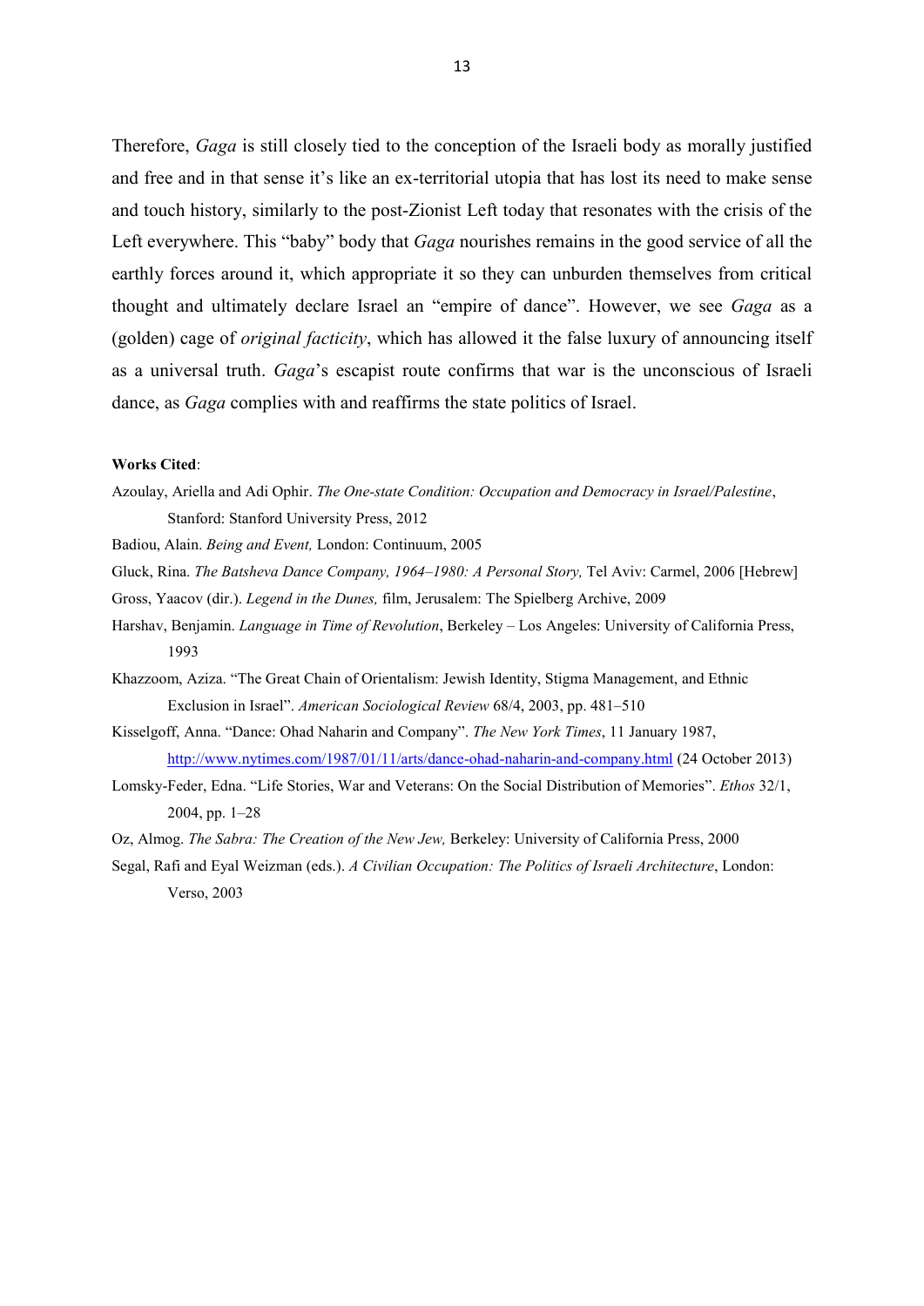Therefore, *Gaga* is still closely tied to the conception of the Israeli body as morally justified and free and in that sense it's like an ex-territorial utopia that has lost its need to make sense and touch history, similarly to the post-Zionist Left today that resonates with the crisis of the Left everywhere. This "baby" body that *Gaga* nourishes remains in the good service of all the earthly forces around it, which appropriate it so they can unburden themselves from critical thought and ultimately declare Israel an "empire of dance". However, we see *Gaga* as a (golden) cage of *original facticity*, which has allowed it the false luxury of announcing itself as a universal truth. *Gaga*'s escapist route confirms that war is the unconscious of Israeli dance, as *Gaga* complies with and reaffirms the state politics of Israel.

**Works Cited**:

Azoulay, Ariella and Adi Ophir. *The One-state Condition: Occupation and Democracy in Israel/Palestine*, Stanford: Stanford University Press, 2012

Badiou, Alain. *Being and Event,* London: Continuum, 2005

Gluck, Rina. *The Batsheva Dance Company, 1964–1980: A Personal Story,* Tel Aviv: Carmel, 2006 [Hebrew]

Gross, Yaacov (dir.). *Legend in the Dunes,* film, Jerusalem: The Spielberg Archive, 2009

Harshav, Benjamin. *Language in Time of Revolution*, Berkeley – Los Angeles: University of California Press, 1993

Khazzoom, Aziza. "The Great Chain of Orientalism: Jewish Identity, Stigma Management, and Ethnic Exclusion in Israel". *American Sociological Review* 68/4, 2003, pp. 481–510

Kisselgoff, Anna. "Dance: Ohad Naharin and Company". *The New York Times*, 11 January 1987, http://www.nytimes.com/1987/01/11/arts/dance-ohad-naharin-and-company.html (24 October 2013)

Lomsky-Feder, Edna. "Life Stories, War and Veterans: On the Social Distribution of Memories". *Ethos* 32/1, 2004, pp. 1–28

Oz, Almog. *The Sabra: The Creation of the New Jew,* Berkeley: University of California Press, 2000

Segal, Rafi and Eyal Weizman (eds.). *A Civilian Occupation: The Politics of Israeli Architecture*, London: Verso, 2003